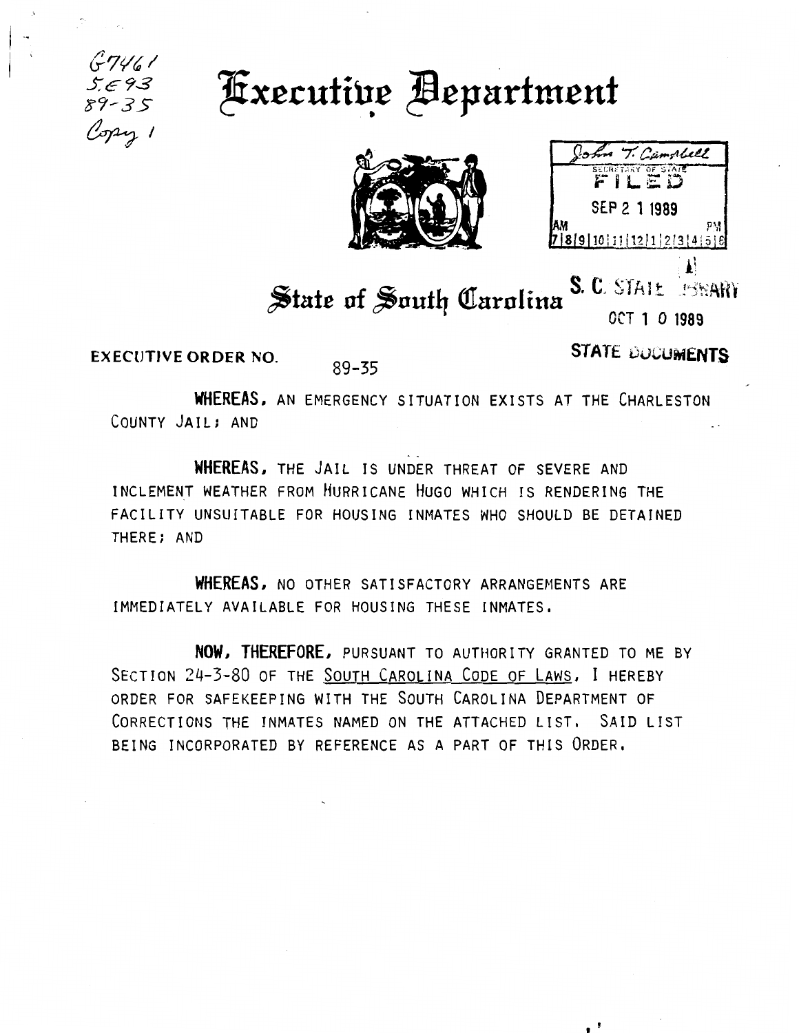G7461
S.E93
89-35
Copy 1

# Executive Department

John T. Campbell
SECRETARY OF STATE
FILED
SEP 21 1989
AM 7|8|9|10|11|12|1|2|3|4|5|6 PM

## State of South Carolina

S. C. STATE LIBRARY
OCT 10 1989
STATE DOCUMENTS

**EXECUTIVE ORDER NO.** 89-35

**WHEREAS,** AN EMERGENCY SITUATION EXISTS AT THE CHARLESTON COUNTY JAIL; AND

**WHEREAS,** THE JAIL IS UNDER THREAT OF SEVERE AND INCLEMENT WEATHER FROM HURRICANE HUGO WHICH IS RENDERING THE FACILITY UNSUITABLE FOR HOUSING INMATES WHO SHOULD BE DETAINED THERE; AND

**WHEREAS,** NO OTHER SATISFACTORY ARRANGEMENTS ARE IMMEDIATELY AVAILABLE FOR HOUSING THESE INMATES.

**NOW, THEREFORE,** PURSUANT TO AUTHORITY GRANTED TO ME BY SECTION 24-3-80 OF THE SOUTH CAROLINA CODE OF LAWS, I HEREBY ORDER FOR SAFEKEEPING WITH THE SOUTH CAROLINA DEPARTMENT OF CORRECTIONS THE INMATES NAMED ON THE ATTACHED LIST. SAID LIST BEING INCORPORATED BY REFERENCE AS A PART OF THIS ORDER.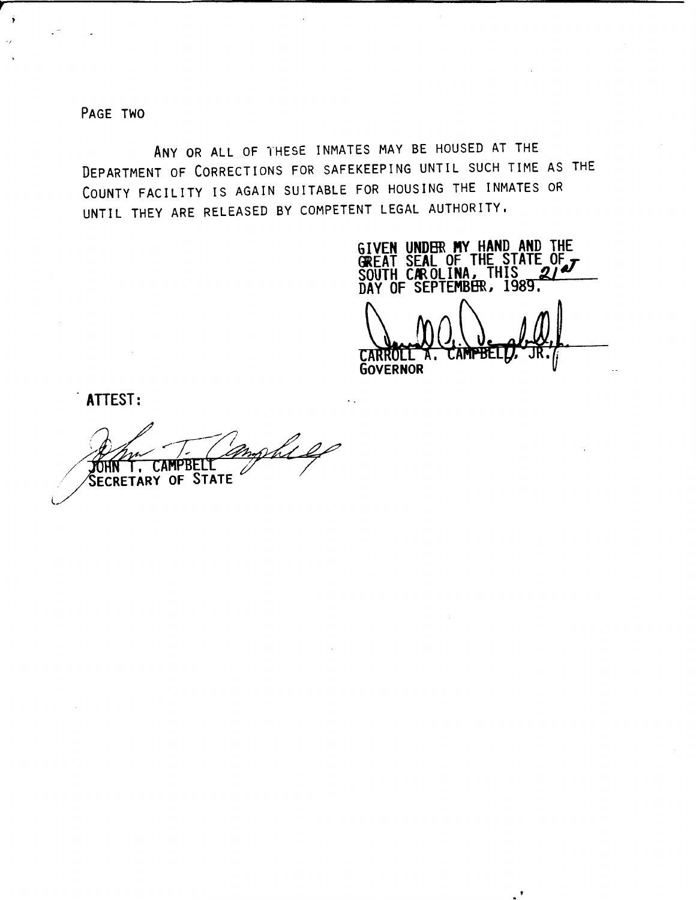PAGE TWO

ANY OR ALL OF THESE INMATES MAY BE HOUSED AT THE DEPARTMENT OF CORRECTIONS FOR SAFEKEEPING UNTIL SUCH TIME AS THE COUNTY FACILITY IS AGAIN SUITABLE FOR HOUSING THE INMATES OR UNTIL THEY ARE RELEASED BY COMPETENT LEGAL AUTHORITY.

GIVEN UNDER MY HAND AND THE GREAT SEAL OF THE STATE OF SOUTH CAROLINA, THIS 21st DAY OF SEPTEMBER, 1989.

CARROLL A. CAMPBELL, JR.
GOVERNOR

**ATTEST:**

JOHN T. CAMPBELL
SECRETARY OF STATE